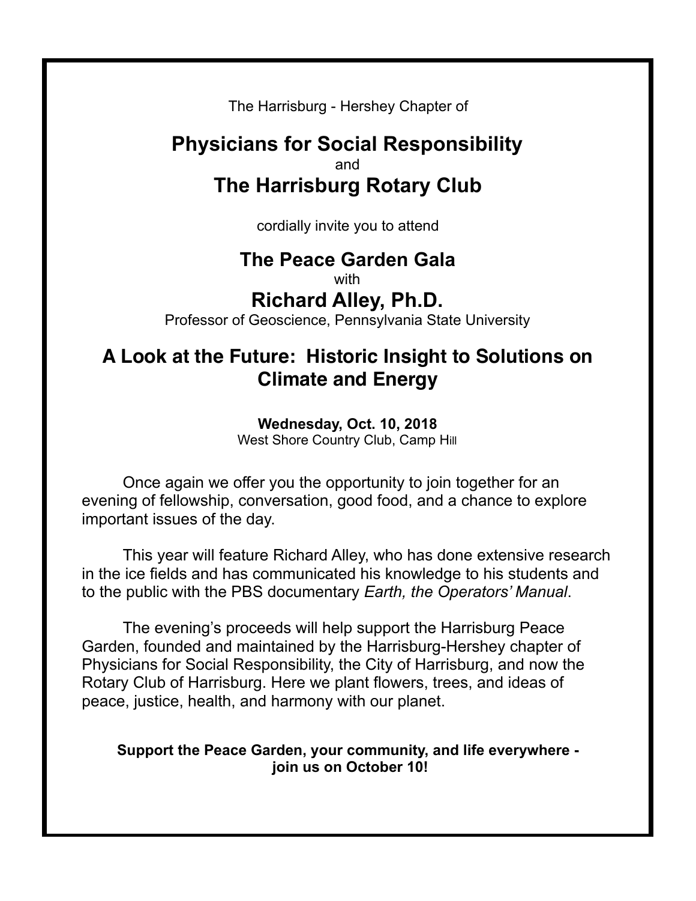The Harrisburg - Hershey Chapter of

# Physicians for Social Responsibility

and

# The Harrisburg Rotary Club

cordially invite you to attend

## The Peace Garden Gala

with

## Richard Alley, Ph.D.

Professor of Geoscience, Pennsylvania State University

## A Look at the Future: Historic Insight to Solutions on Climate and Energy

**Wednesday, Oct. 10, 2018**
West Shore Country Club, Camp Hill

Once again we offer you the opportunity to join together for an evening of fellowship, conversation, good food, and a chance to explore important issues of the day.

This year will feature Richard Alley, who has done extensive research in the ice fields and has communicated his knowledge to his students and to the public with the PBS documentary *Earth, the Operators' Manual*.

The evening's proceeds will help support the Harrisburg Peace Garden, founded and maintained by the Harrisburg-Hershey chapter of Physicians for Social Responsibility, the City of Harrisburg, and now the Rotary Club of Harrisburg. Here we plant flowers, trees, and ideas of peace, justice, health, and harmony with our planet.

**Support the Peace Garden, your community, and life everywhere - join us on October 10!**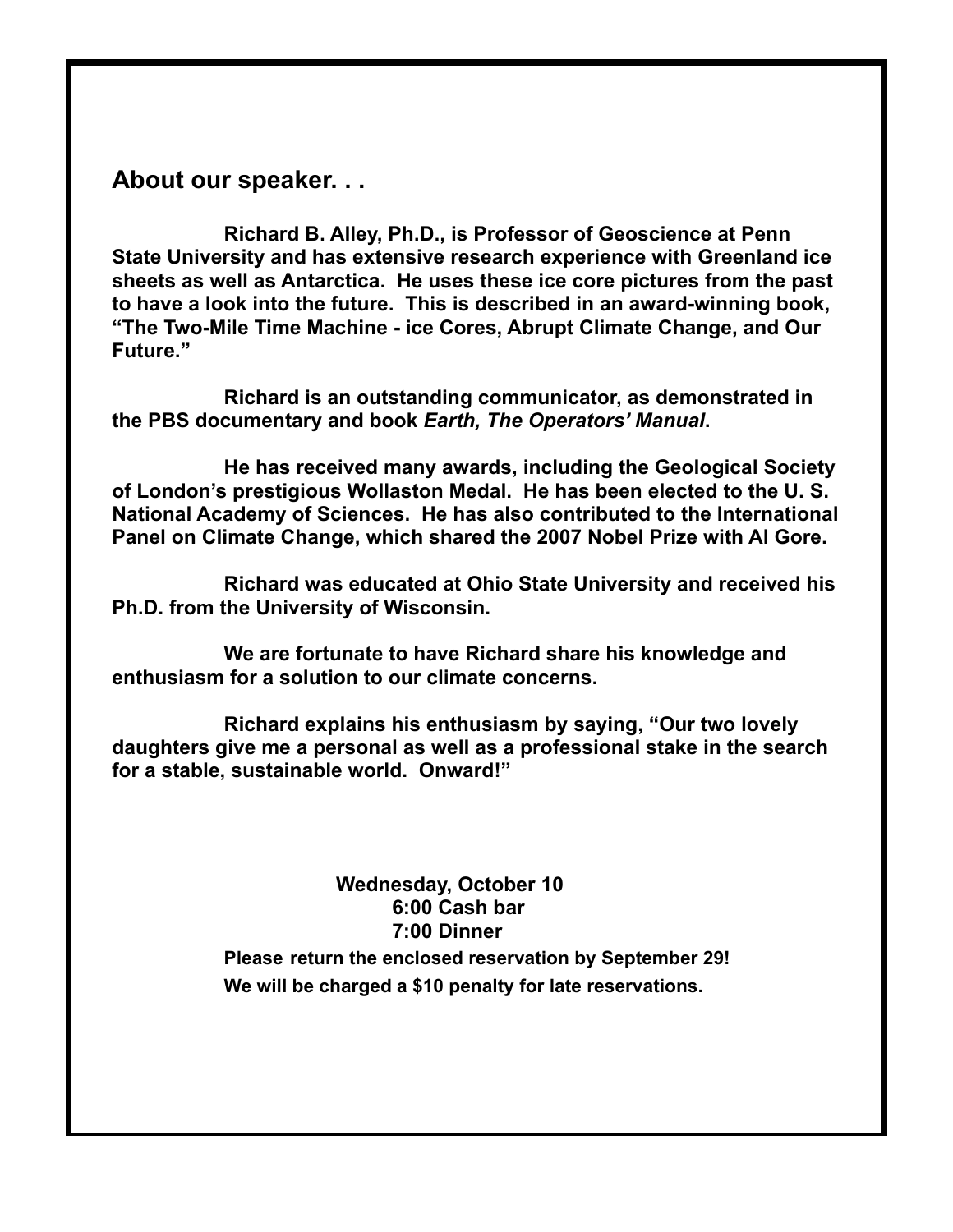## About our speaker. . .

**Richard B. Alley, Ph.D., is Professor of Geoscience at Penn State University and has extensive research experience with Greenland ice sheets as well as Antarctica. He uses these ice core pictures from the past to have a look into the future. This is described in an award-winning book, "The Two-Mile Time Machine - ice Cores, Abrupt Climate Change, and Our Future."**

**Richard is an outstanding communicator, as demonstrated in the PBS documentary and book *Earth, The Operators' Manual*.**

**He has received many awards, including the Geological Society of London's prestigious Wollaston Medal. He has been elected to the U. S. National Academy of Sciences. He has also contributed to the International Panel on Climate Change, which shared the 2007 Nobel Prize with Al Gore.**

**Richard was educated at Ohio State University and received his Ph.D. from the University of Wisconsin.**

**We are fortunate to have Richard share his knowledge and enthusiasm for a solution to our climate concerns.**

**Richard explains his enthusiasm by saying, "Our two lovely daughters give me a personal as well as a professional stake in the search for a stable, sustainable world. Onward!"**

**Wednesday, October 10**
**6:00 Cash bar**
**7:00 Dinner**

**Please return the enclosed reservation by September 29!**
**We will be charged a $10 penalty for late reservations.**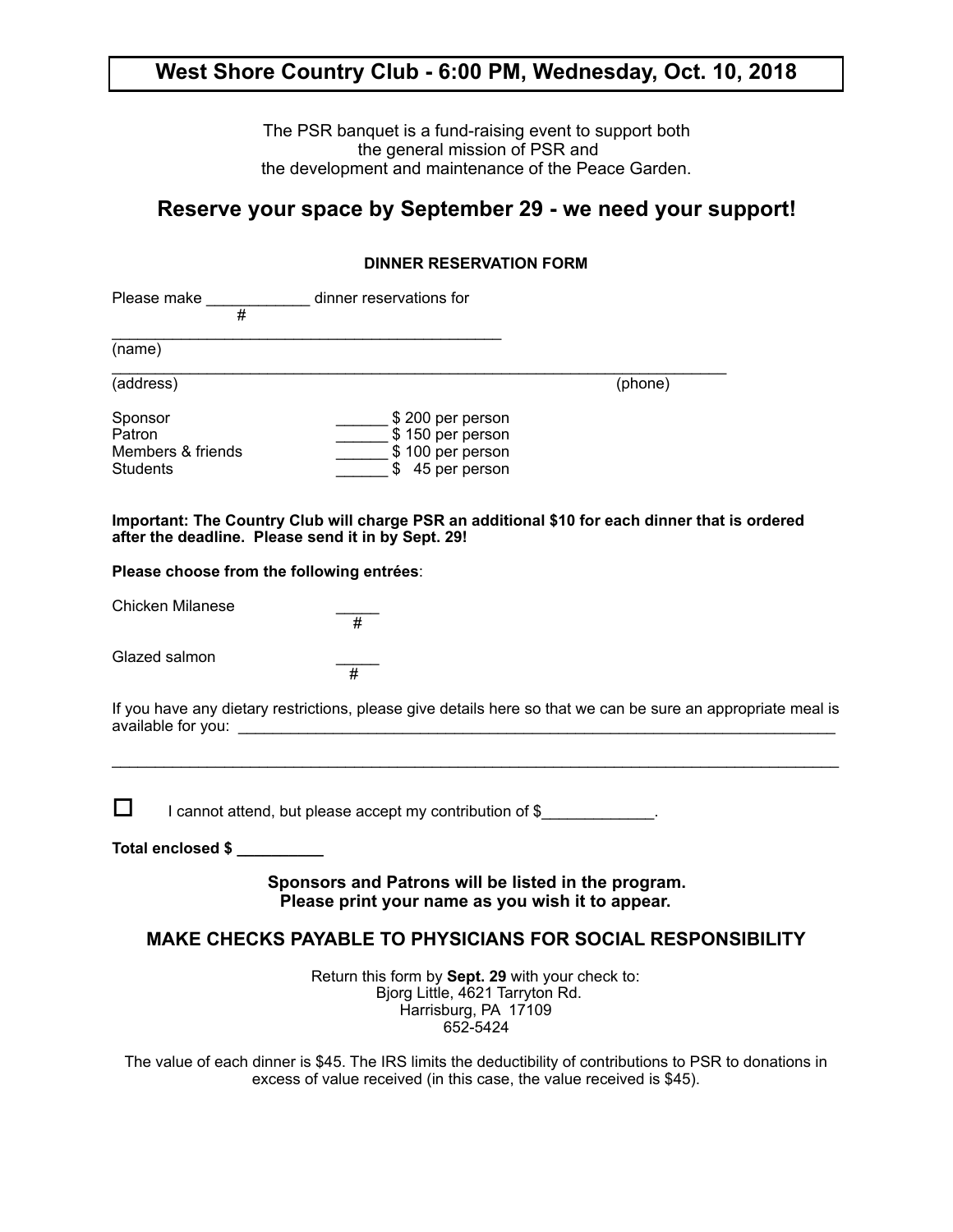# West Shore Country Club - 6:00 PM, Wednesday, Oct. 10, 2018

The PSR banquet is a fund-raising event to support both
the general mission of PSR and
the development and maintenance of the Peace Garden.

## Reserve your space by September 29 - we need your support!

**DINNER RESERVATION FORM**

Please make ____________ dinner reservations for
#

______________________________________________
(name)

_________________________________________________________________________
(address) (phone)

Sponsor ______ $ 200 per person
Patron ______ $ 150 per person
Members & friends ______ $ 100 per person
Students ______ $ 45 per person

**Important: The Country Club will charge PSR an additional $10 for each dinner that is ordered after the deadline. Please send it in by Sept. 29!**

**Please choose from the following entrées**:

Chicken Milanese _____
#

Glazed salmon _____
#

If you have any dietary restrictions, please give details here so that we can be sure an appropriate meal is available for you: ________________________________________________________________________

____________________________________________________________________________________

☐ I cannot attend, but please accept my contribution of $_____________.

**Total enclosed $ __________**

**Sponsors and Patrons will be listed in the program.**
**Please print your name as you wish it to appear.**

### MAKE CHECKS PAYABLE TO PHYSICIANS FOR SOCIAL RESPONSIBILITY

Return this form by **Sept. 29** with your check to:
Bjorg Little, 4621 Tarryton Rd.
Harrisburg, PA 17109
652-5424

The value of each dinner is $45. The IRS limits the deductibility of contributions to PSR to donations in excess of value received (in this case, the value received is $45).